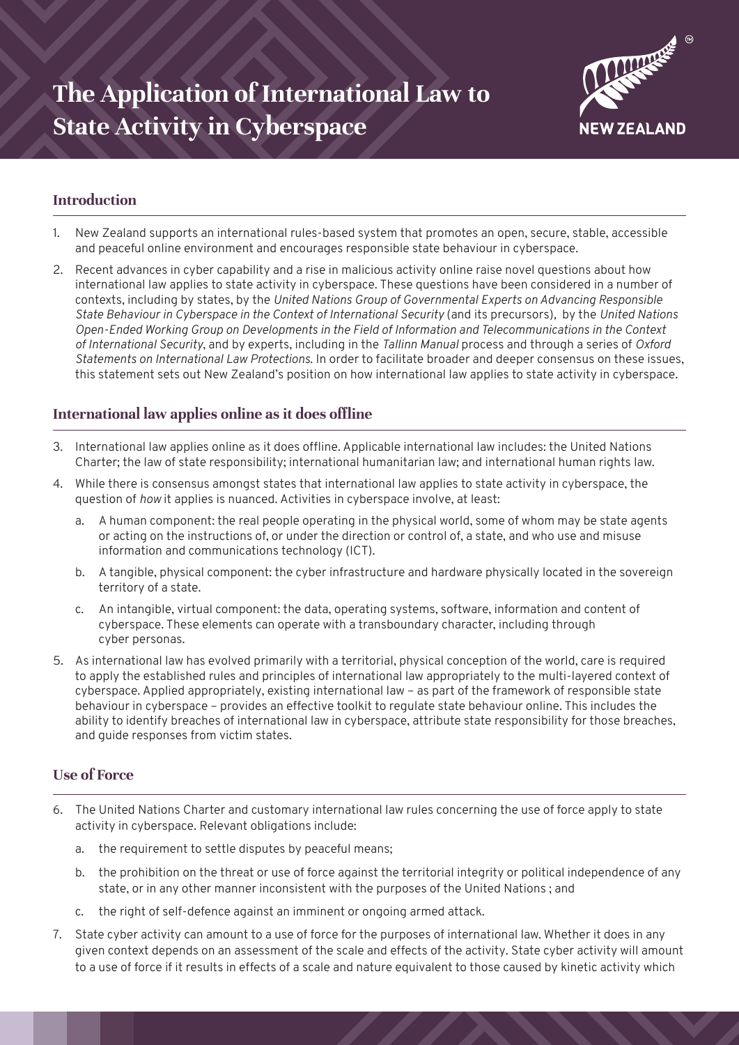# The Application of International Law to State Activity in Cyberspace

NEW ZEALAND

## Introduction

1. New Zealand supports an international rules-based system that promotes an open, secure, stable, accessible and peaceful online environment and encourages responsible state behaviour in cyberspace.
2. Recent advances in cyber capability and a rise in malicious activity online raise novel questions about how international law applies to state activity in cyberspace. These questions have been considered in a number of contexts, including by states, by the *United Nations Group of Governmental Experts on Advancing Responsible State Behaviour in Cyberspace in the Context of International Security* (and its precursors), by the *United Nations Open-Ended Working Group on Developments in the Field of Information and Telecommunications in the Context of International Security*, and by experts, including in the *Tallinn Manual* process and through a series of *Oxford Statements on International Law Protections*. In order to facilitate broader and deeper consensus on these issues, this statement sets out New Zealand's position on how international law applies to state activity in cyberspace.

## International law applies online as it does offline

3. International law applies online as it does offline. Applicable international law includes: the United Nations Charter; the law of state responsibility; international humanitarian law; and international human rights law.
4. While there is consensus amongst states that international law applies to state activity in cyberspace, the question of *how* it applies is nuanced. Activities in cyberspace involve, at least:
   a. A human component: the real people operating in the physical world, some of whom may be state agents or acting on the instructions of, or under the direction or control of, a state, and who use and misuse information and communications technology (ICT).
   b. A tangible, physical component: the cyber infrastructure and hardware physically located in the sovereign territory of a state.
   c. An intangible, virtual component: the data, operating systems, software, information and content of cyberspace. These elements can operate with a transboundary character, including through cyber personas.
5. As international law has evolved primarily with a territorial, physical conception of the world, care is required to apply the established rules and principles of international law appropriately to the multi-layered context of cyberspace. Applied appropriately, existing international law – as part of the framework of responsible state behaviour in cyberspace – provides an effective toolkit to regulate state behaviour online. This includes the ability to identify breaches of international law in cyberspace, attribute state responsibility for those breaches, and guide responses from victim states.

## Use of Force

6. The United Nations Charter and customary international law rules concerning the use of force apply to state activity in cyberspace. Relevant obligations include:
   a. the requirement to settle disputes by peaceful means;
   b. the prohibition on the threat or use of force against the territorial integrity or political independence of any state, or in any other manner inconsistent with the purposes of the United Nations ; and
   c. the right of self-defence against an imminent or ongoing armed attack.
7. State cyber activity can amount to a use of force for the purposes of international law. Whether it does in any given context depends on an assessment of the scale and effects of the activity. State cyber activity will amount to a use of force if it results in effects of a scale and nature equivalent to those caused by kinetic activity which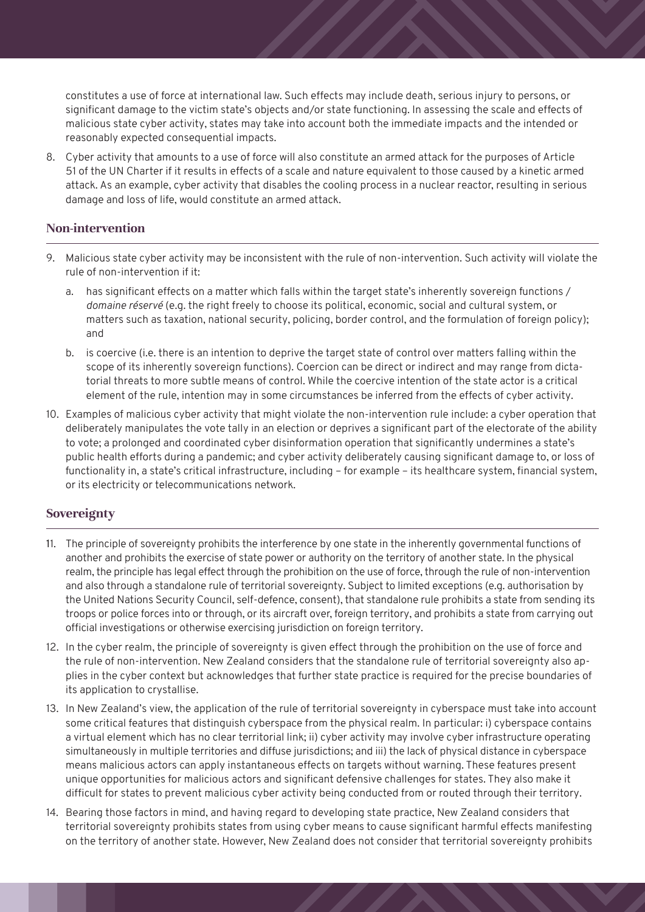constitutes a use of force at international law. Such effects may include death, serious injury to persons, or significant damage to the victim state's objects and/or state functioning. In assessing the scale and effects of malicious state cyber activity, states may take into account both the immediate impacts and the intended or reasonably expected consequential impacts.

8. Cyber activity that amounts to a use of force will also constitute an armed attack for the purposes of Article 51 of the UN Charter if it results in effects of a scale and nature equivalent to those caused by a kinetic armed attack. As an example, cyber activity that disables the cooling process in a nuclear reactor, resulting in serious damage and loss of life, would constitute an armed attack.

## Non-intervention

9. Malicious state cyber activity may be inconsistent with the rule of non-intervention. Such activity will violate the rule of non-intervention if it:

   a. has significant effects on a matter which falls within the target state's inherently sovereign functions / *domaine réservé* (e.g. the right freely to choose its political, economic, social and cultural system, or matters such as taxation, national security, policing, border control, and the formulation of foreign policy); and

   b. is coercive (i.e. there is an intention to deprive the target state of control over matters falling within the scope of its inherently sovereign functions). Coercion can be direct or indirect and may range from dictatorial threats to more subtle means of control. While the coercive intention of the state actor is a critical element of the rule, intention may in some circumstances be inferred from the effects of cyber activity.

10. Examples of malicious cyber activity that might violate the non-intervention rule include: a cyber operation that deliberately manipulates the vote tally in an election or deprives a significant part of the electorate of the ability to vote; a prolonged and coordinated cyber disinformation operation that significantly undermines a state's public health efforts during a pandemic; and cyber activity deliberately causing significant damage to, or loss of functionality in, a state's critical infrastructure, including – for example – its healthcare system, financial system, or its electricity or telecommunications network.

## Sovereignty

11. The principle of sovereignty prohibits the interference by one state in the inherently governmental functions of another and prohibits the exercise of state power or authority on the territory of another state. In the physical realm, the principle has legal effect through the prohibition on the use of force, through the rule of non-intervention and also through a standalone rule of territorial sovereignty. Subject to limited exceptions (e.g. authorisation by the United Nations Security Council, self-defence, consent), that standalone rule prohibits a state from sending its troops or police forces into or through, or its aircraft over, foreign territory, and prohibits a state from carrying out official investigations or otherwise exercising jurisdiction on foreign territory.

12. In the cyber realm, the principle of sovereignty is given effect through the prohibition on the use of force and the rule of non-intervention. New Zealand considers that the standalone rule of territorial sovereignty also applies in the cyber context but acknowledges that further state practice is required for the precise boundaries of its application to crystallise.

13. In New Zealand's view, the application of the rule of territorial sovereignty in cyberspace must take into account some critical features that distinguish cyberspace from the physical realm. In particular: i) cyberspace contains a virtual element which has no clear territorial link; ii) cyber activity may involve cyber infrastructure operating simultaneously in multiple territories and diffuse jurisdictions; and iii) the lack of physical distance in cyberspace means malicious actors can apply instantaneous effects on targets without warning. These features present unique opportunities for malicious actors and significant defensive challenges for states. They also make it difficult for states to prevent malicious cyber activity being conducted from or routed through their territory.

14. Bearing those factors in mind, and having regard to developing state practice, New Zealand considers that territorial sovereignty prohibits states from using cyber means to cause significant harmful effects manifesting on the territory of another state. However, New Zealand does not consider that territorial sovereignty prohibits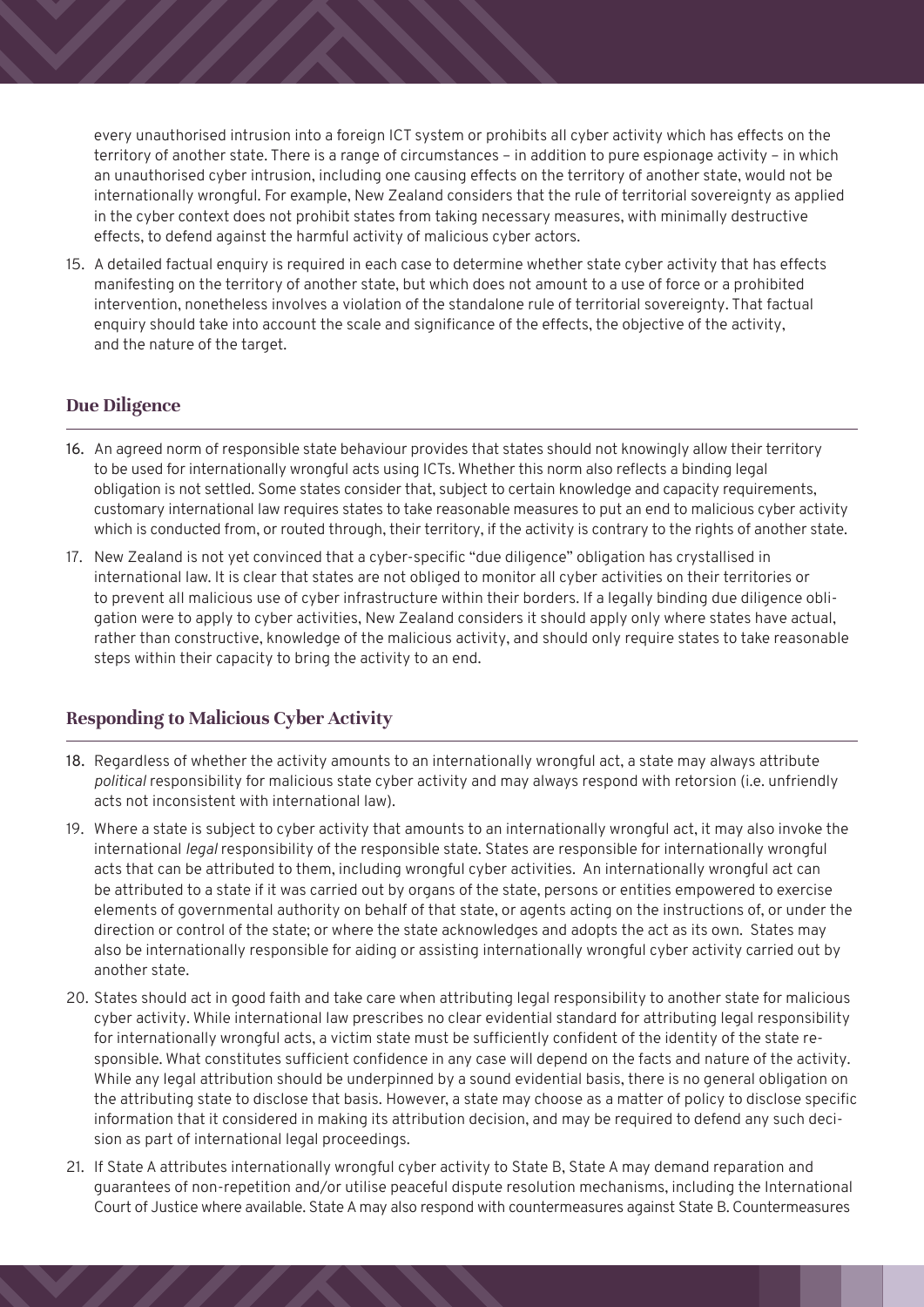every unauthorised intrusion into a foreign ICT system or prohibits all cyber activity which has effects on the territory of another state. There is a range of circumstances – in addition to pure espionage activity – in which an unauthorised cyber intrusion, including one causing effects on the territory of another state, would not be internationally wrongful. For example, New Zealand considers that the rule of territorial sovereignty as applied in the cyber context does not prohibit states from taking necessary measures, with minimally destructive effects, to defend against the harmful activity of malicious cyber actors.

15. A detailed factual enquiry is required in each case to determine whether state cyber activity that has effects manifesting on the territory of another state, but which does not amount to a use of force or a prohibited intervention, nonetheless involves a violation of the standalone rule of territorial sovereignty. That factual enquiry should take into account the scale and significance of the effects, the objective of the activity, and the nature of the target.

## Due Diligence

16. An agreed norm of responsible state behaviour provides that states should not knowingly allow their territory to be used for internationally wrongful acts using ICTs. Whether this norm also reflects a binding legal obligation is not settled. Some states consider that, subject to certain knowledge and capacity requirements, customary international law requires states to take reasonable measures to put an end to malicious cyber activity which is conducted from, or routed through, their territory, if the activity is contrary to the rights of another state.

17. New Zealand is not yet convinced that a cyber-specific "due diligence" obligation has crystallised in international law. It is clear that states are not obliged to monitor all cyber activities on their territories or to prevent all malicious use of cyber infrastructure within their borders. If a legally binding due diligence obligation were to apply to cyber activities, New Zealand considers it should apply only where states have actual, rather than constructive, knowledge of the malicious activity, and should only require states to take reasonable steps within their capacity to bring the activity to an end.

## Responding to Malicious Cyber Activity

18. Regardless of whether the activity amounts to an internationally wrongful act, a state may always attribute *political* responsibility for malicious state cyber activity and may always respond with retorsion (i.e. unfriendly acts not inconsistent with international law).

19. Where a state is subject to cyber activity that amounts to an internationally wrongful act, it may also invoke the international *legal* responsibility of the responsible state. States are responsible for internationally wrongful acts that can be attributed to them, including wrongful cyber activities. An internationally wrongful act can be attributed to a state if it was carried out by organs of the state, persons or entities empowered to exercise elements of governmental authority on behalf of that state, or agents acting on the instructions of, or under the direction or control of the state; or where the state acknowledges and adopts the act as its own. States may also be internationally responsible for aiding or assisting internationally wrongful cyber activity carried out by another state.

20. States should act in good faith and take care when attributing legal responsibility to another state for malicious cyber activity. While international law prescribes no clear evidential standard for attributing legal responsibility for internationally wrongful acts, a victim state must be sufficiently confident of the identity of the state responsible. What constitutes sufficient confidence in any case will depend on the facts and nature of the activity. While any legal attribution should be underpinned by a sound evidential basis, there is no general obligation on the attributing state to disclose that basis. However, a state may choose as a matter of policy to disclose specific information that it considered in making its attribution decision, and may be required to defend any such decision as part of international legal proceedings.

21. If State A attributes internationally wrongful cyber activity to State B, State A may demand reparation and guarantees of non-repetition and/or utilise peaceful dispute resolution mechanisms, including the International Court of Justice where available. State A may also respond with countermeasures against State B. Countermeasures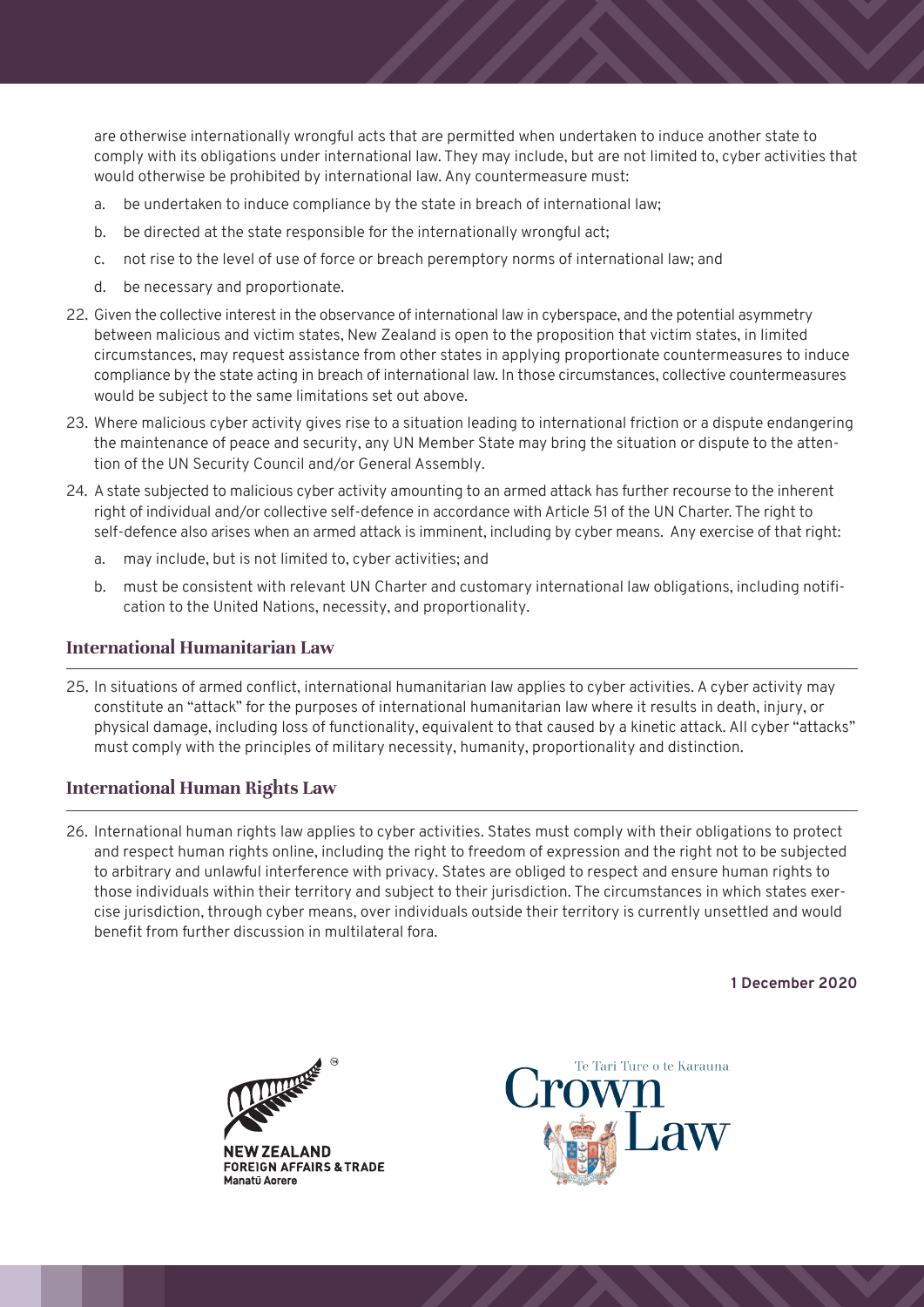are otherwise internationally wrongful acts that are permitted when undertaken to induce another state to comply with its obligations under international law. They may include, but are not limited to, cyber activities that would otherwise be prohibited by international law. Any countermeasure must:

a. be undertaken to induce compliance by the state in breach of international law;

b. be directed at the state responsible for the internationally wrongful act;

c. not rise to the level of use of force or breach peremptory norms of international law; and

d. be necessary and proportionate.

22. Given the collective interest in the observance of international law in cyberspace, and the potential asymmetry between malicious and victim states, New Zealand is open to the proposition that victim states, in limited circumstances, may request assistance from other states in applying proportionate countermeasures to induce compliance by the state acting in breach of international law. In those circumstances, collective countermeasures would be subject to the same limitations set out above.

23. Where malicious cyber activity gives rise to a situation leading to international friction or a dispute endangering the maintenance of peace and security, any UN Member State may bring the situation or dispute to the attention of the UN Security Council and/or General Assembly.

24. A state subjected to malicious cyber activity amounting to an armed attack has further recourse to the inherent right of individual and/or collective self-defence in accordance with Article 51 of the UN Charter. The right to self-defence also arises when an armed attack is imminent, including by cyber means. Any exercise of that right:

a. may include, but is not limited to, cyber activities; and

b. must be consistent with relevant UN Charter and customary international law obligations, including notification to the United Nations, necessity, and proportionality.

## International Humanitarian Law

25. In situations of armed conflict, international humanitarian law applies to cyber activities. A cyber activity may constitute an "attack" for the purposes of international humanitarian law where it results in death, injury, or physical damage, including loss of functionality, equivalent to that caused by a kinetic attack. All cyber "attacks" must comply with the principles of military necessity, humanity, proportionality and distinction.

## International Human Rights Law

26. International human rights law applies to cyber activities. States must comply with their obligations to protect and respect human rights online, including the right to freedom of expression and the right not to be subjected to arbitrary and unlawful interference with privacy. States are obliged to respect and ensure human rights to those individuals within their territory and subject to their jurisdiction. The circumstances in which states exercise jurisdiction, through cyber means, over individuals outside their territory is currently unsettled and would benefit from further discussion in multilateral fora.

**1 December 2020**

NEW ZEALAND
FOREIGN AFFAIRS & TRADE
Manatū Aorere

Te Tari Ture o te Karauna
Crown Law